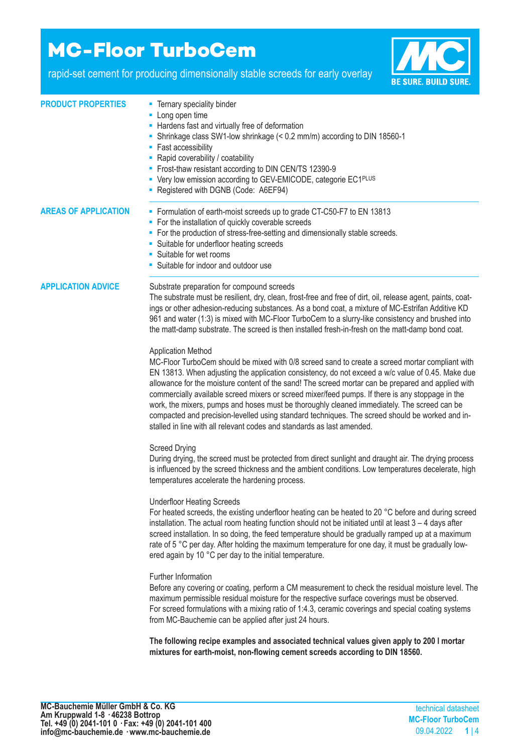# MC-Floor TurboCem

rapid-set cement for producing dimensionally stable screeds for early overlay

BE SURE. BUILD SURE.

## PRODUCT PROPERTIES

- Ternary speciality binder
- Long open time
- Hardens fast and virtually free of deformation
- Shrinkage class SW1-low shrinkage (< 0.2 mm/m) according to DIN 18560-1
- Fast accessibility
- Rapid coverability / coatability
- Frost-thaw resistant according to DIN CEN/TS 12390-9
- Very low emission according to GEV-EMICODE, categorie EC1PLUS
- Registered with DGNB (Code: A6EF94)

## AREAS OF APPLICATION

- Formulation of earth-moist screeds up to grade CT-C50-F7 to EN 13813
- For the installation of quickly coverable screeds
- For the production of stress-free-setting and dimensionally stable screeds.
- Suitable for underfloor heating screeds
- Suitable for wet rooms
- Suitable for indoor and outdoor use

## APPLICATION ADVICE

### Substrate preparation for compound screeds

The substrate must be resilient, dry, clean, frost-free and free of dirt, oil, release agent, paints, coatings or other adhesion-reducing substances. As a bond coat, a mixture of MC-Estrifan Additive KD 961 and water (1:3) is mixed with MC-Floor TurboCem to a slurry-like consistency and brushed into the matt-damp substrate. The screed is then installed fresh-in-fresh on the matt-damp bond coat.

### Application Method

MC-Floor TurboCem should be mixed with 0/8 screed sand to create a screed mortar compliant with EN 13813. When adjusting the application consistency, do not exceed a w/c value of 0.45. Make due allowance for the moisture content of the sand! The screed mortar can be prepared and applied with commercially available screed mixers or screed mixer/feed pumps. If there is any stoppage in the work, the mixers, pumps and hoses must be thoroughly cleaned immediately. The screed can be compacted and precision-levelled using standard techniques. The screed should be worked and installed in line with all relevant codes and standards as last amended.

### Screed Drying

During drying, the screed must be protected from direct sunlight and draught air. The drying process is influenced by the screed thickness and the ambient conditions. Low temperatures decelerate, high temperatures accelerate the hardening process.

### Underfloor Heating Screeds

For heated screeds, the existing underfloor heating can be heated to 20 °C before and during screed installation. The actual room heating function should not be initiated until at least 3 – 4 days after screed installation. In so doing, the feed temperature should be gradually ramped up at a maximum rate of 5 °C per day. After holding the maximum temperature for one day, it must be gradually lowered again by 10 °C per day to the initial temperature.

### Further Information

Before any covering or coating, perform a CM measurement to check the residual moisture level. The maximum permissible residual moisture for the respective surface coverings must be observed.
For screed formulations with a mixing ratio of 1:4.3, ceramic coverings and special coating systems from MC-Bauchemie can be applied after just 24 hours.

**The following recipe examples and associated technical values given apply to 200 l mortar mixtures for earth-moist, non-flowing cement screeds according to DIN 18560.**

**MC-Bauchemie Müller GmbH & Co. KG**
**Am Kruppwald 1-8 · 46238 Bottrop**
**Tel. +49 (0) 2041-101 0 · Fax: +49 (0) 2041-101 400**
**info@mc-bauchemie.de · www.mc-bauchemie.de**

technical datasheet
**MC-Floor TurboCem**
09.04.2022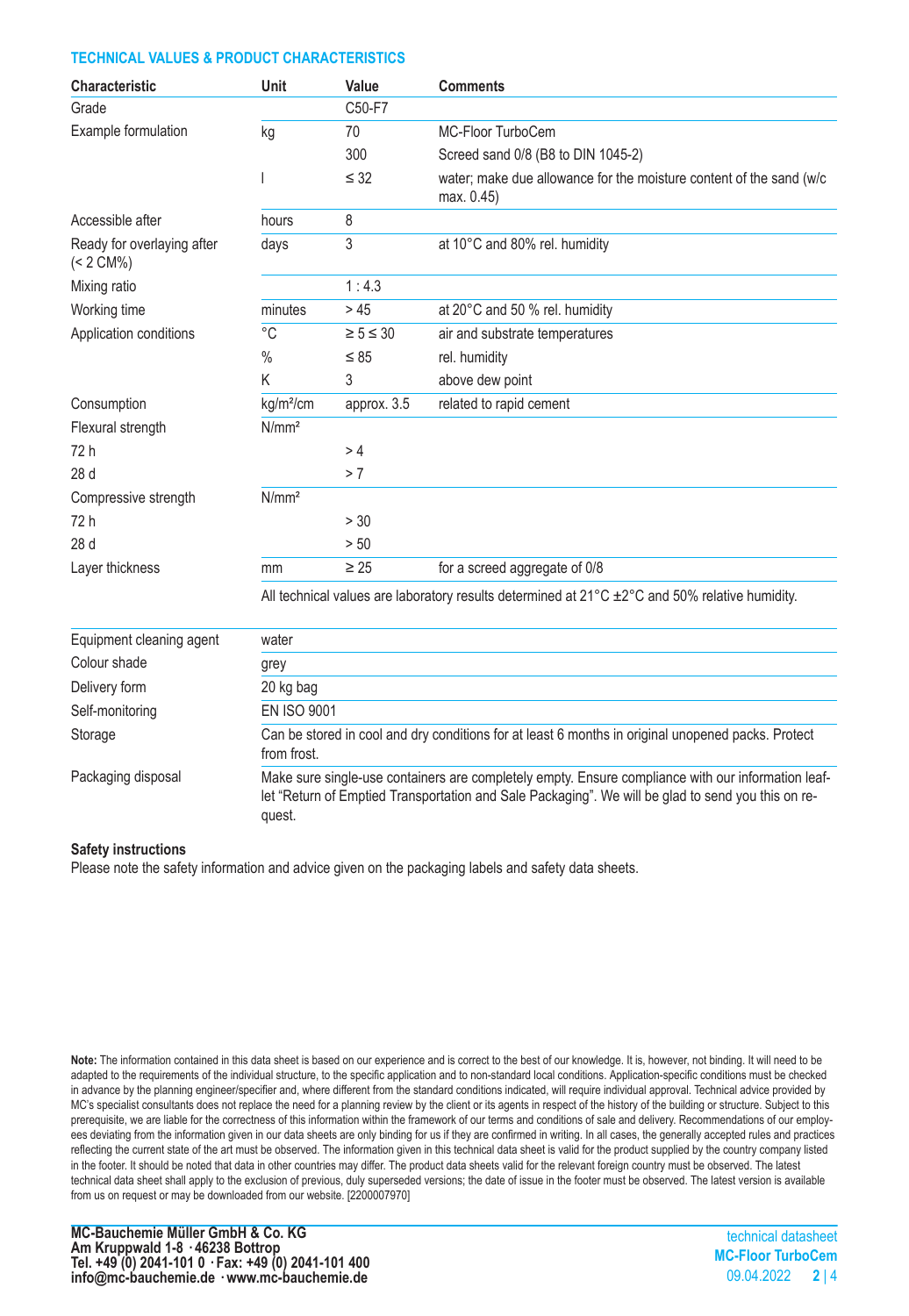### TECHNICAL VALUES & PRODUCT CHARACTERISTICS

| Characteristic | Unit | Value | Comments |
|---|---|---|---|
| Grade | | C50-F7 | |
| Example formulation | kg | 70 | MC-Floor TurboCem |
| | | 300 | Screed sand 0/8 (B8 to DIN 1045-2) |
| | l | ≤ 32 | water; make due allowance for the moisture content of the sand (w/c max. 0.45) |
| Accessible after | hours | 8 | |
| Ready for overlaying after (< 2 CM%) | days | 3 | at 10°C and 80% rel. humidity |
| Mixing ratio | | 1 : 4.3 | |
| Working time | minutes | > 45 | at 20°C and 50 % rel. humidity |
| Application conditions | °C | ≥ 5 ≤ 30 | air and substrate temperatures |
| | % | ≤ 85 | rel. humidity |
| | K | 3 | above dew point |
| Consumption | kg/m²/cm | approx. 3.5 | related to rapid cement |
| Flexural strength | N/mm² | | |
| 72 h | | > 4 | |
| 28 d | | > 7 | |
| Compressive strength | N/mm² | | |
| 72 h | | > 30 | |
| 28 d | | > 50 | |
| Layer thickness | mm | ≥ 25 | for a screed aggregate of 0/8 |
| | All technical values are laboratory results determined at 21°C ±2°C and 50% relative humidity. | | |

| | |
|---|---|
| Equipment cleaning agent | water |
| Colour shade | grey |
| Delivery form | 20 kg bag |
| Self-monitoring | EN ISO 9001 |
| Storage | Can be stored in cool and dry conditions for at least 6 months in original unopened packs. Protect from frost. |
| Packaging disposal | Make sure single-use containers are completely empty. Ensure compliance with our information leaflet "Return of Emptied Transportation and Sale Packaging". We will be glad to send you this on request. |

**Safety instructions**
Please note the safety information and advice given on the packaging labels and safety data sheets.

**Note:** The information contained in this data sheet is based on our experience and is correct to the best of our knowledge. It is, however, not binding. It will need to be adapted to the requirements of the individual structure, to the specific application and to non-standard local conditions. Application-specific conditions must be checked in advance by the planning engineer/specifier and, where different from the standard conditions indicated, will require individual approval. Technical advice provided by MC's specialist consultants does not replace the need for a planning review by the client or its agents in respect of the history of the building or structure. Subject to this prerequisite, we are liable for the correctness of this information within the framework of our terms and conditions of sale and delivery. Recommendations of our employees deviating from the information given in our data sheets are only binding for us if they are confirmed in writing. In all cases, the generally accepted rules and practices reflecting the current state of the art must be observed. The information given in this technical data sheet is valid for the product supplied by the country company listed in the footer. It should be noted that data in other countries may differ. The product data sheets valid for the relevant foreign country must be observed. The latest technical data sheet shall apply to the exclusion of previous, duly superseded versions; the date of issue in the footer must be observed. The latest version is available from us on request or may be downloaded from our website. [2200007970]

**MC-Bauchemie Müller GmbH & Co. KG**
**Am Kruppwald 1-8 · 46238 Bottrop**
**Tel. +49 (0) 2041-101 0 · Fax: +49 (0) 2041-101 400**
**info@mc-bauchemie.de · www.mc-bauchemie.de**

technical datasheet
**MC-Floor TurboCem**
09.04.2022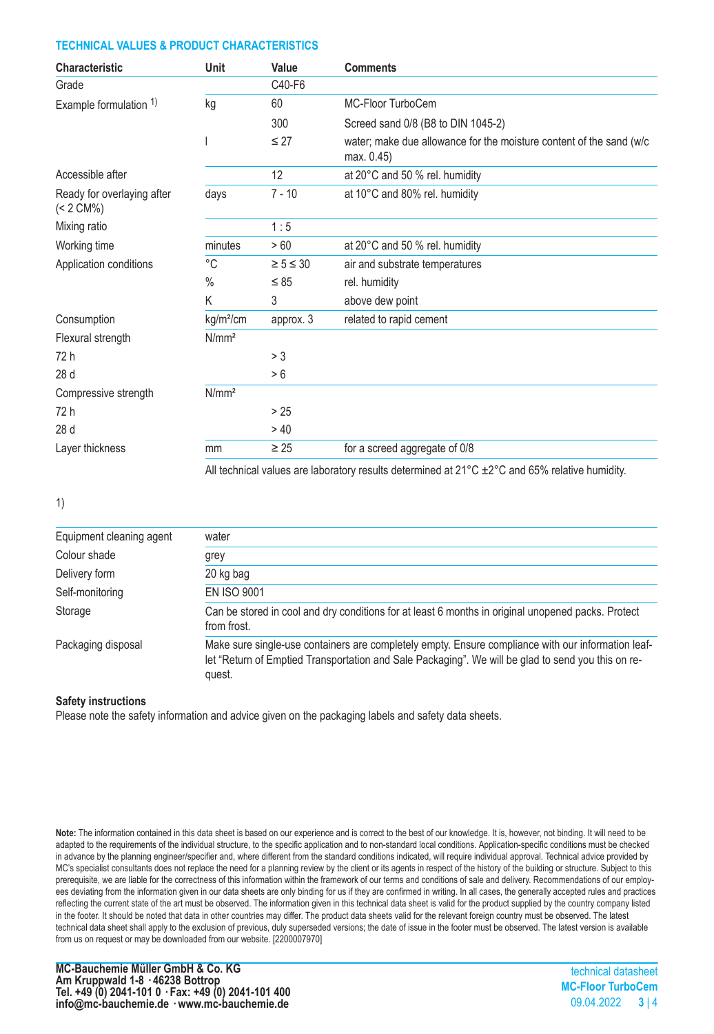### TECHNICAL VALUES & PRODUCT CHARACTERISTICS

| Characteristic | Unit | Value | Comments |
|---|---|---|---|
| Grade | | C40-F6 | |
| Example formulation [1] | kg | 60 | MC-Floor TurboCem |
| | | 300 | Screed sand 0/8 (B8 to DIN 1045-2) |
| | l | ≤ 27 | water; make due allowance for the moisture content of the sand (w/c max. 0.45) |
| Accessible after | | 12 | at 20°C and 50 % rel. humidity |
| Ready for overlaying after (< 2 CM%) | days | 7 - 10 | at 10°C and 80% rel. humidity |
| Mixing ratio | | 1 : 5 | |
| Working time | minutes | > 60 | at 20°C and 50 % rel. humidity |
| Application conditions | °C | ≥ 5 ≤ 30 | air and substrate temperatures |
| | % | ≤ 85 | rel. humidity |
| | K | 3 | above dew point |
| Consumption | kg/m²/cm | approx. 3 | related to rapid cement |
| Flexural strength | N/mm² | | |
| 72 h | | > 3 | |
| 28 d | | > 6 | |
| Compressive strength | N/mm² | | |
| 72 h | | > 25 | |
| 28 d | | > 40 | |
| Layer thickness | mm | ≥ 25 | for a screed aggregate of 0/8 |

All technical values are laboratory results determined at 21°C ±2°C and 65% relative humidity.

1)

| | |
|---|---|
| Equipment cleaning agent | water |
| Colour shade | grey |
| Delivery form | 20 kg bag |
| Self-monitoring | EN ISO 9001 |
| Storage | Can be stored in cool and dry conditions for at least 6 months in original unopened packs. Protect from frost. |
| Packaging disposal | Make sure single-use containers are completely empty. Ensure compliance with our information leaflet "Return of Emptied Transportation and Sale Packaging". We will be glad to send you this on request. |

**Safety instructions**

Please note the safety information and advice given on the packaging labels and safety data sheets.

**Note:** The information contained in this data sheet is based on our experience and is correct to the best of our knowledge. It is, however, not binding. It will need to be adapted to the requirements of the individual structure, to the specific application and to non-standard local conditions. Application-specific conditions must be checked in advance by the planning engineer/specifier and, where different from the standard conditions indicated, will require individual approval. Technical advice provided by MC's specialist consultants does not replace the need for a planning review by the client or its agents in respect of the history of the building or structure. Subject to this prerequisite, we are liable for the correctness of this information within the framework of our terms and conditions of sale and delivery. Recommendations of our employees deviating from the information given in our data sheets are only binding for us if they are confirmed in writing. In all cases, the generally accepted rules and practices reflecting the current state of the art must be observed. The information given in this technical data sheet is valid for the product supplied by the country company listed in the footer. It should be noted that data in other countries may differ. The product data sheets valid for the relevant foreign country must be observed. The latest technical data sheet shall apply to the exclusion of previous, duly superseded versions; the date of issue in the footer must be observed. The latest version is available from us on request or may be downloaded from our website. [2200007970]

**MC-Bauchemie Müller GmbH & Co. KG**
**Am Kruppwald 1-8 · 46238 Bottrop**
**Tel. +49 (0) 2041-101 0 · Fax: +49 (0) 2041-101 400**
**info@mc-bauchemie.de · www.mc-bauchemie.de**

technical datasheet
**MC-Floor TurboCem**
09.04.2022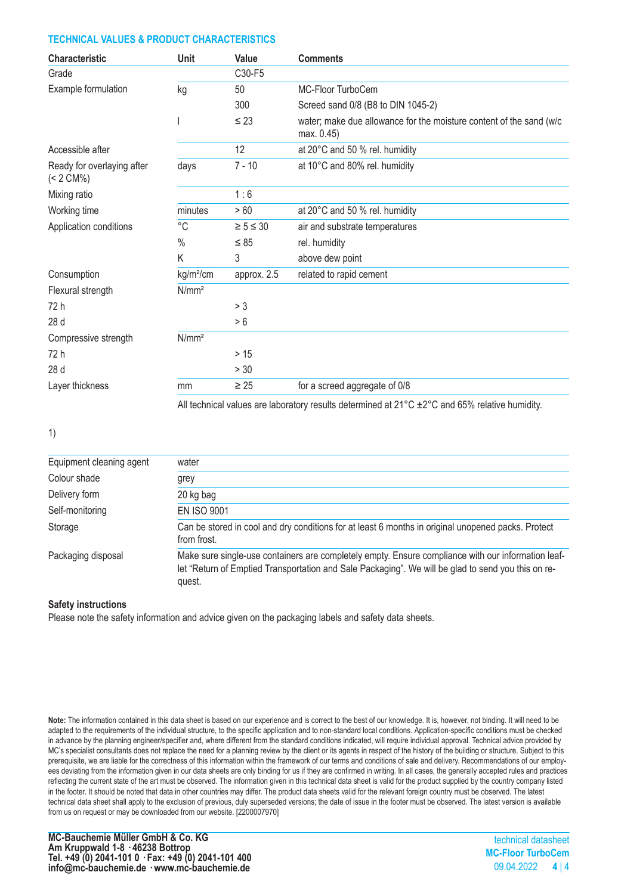### TECHNICAL VALUES & PRODUCT CHARACTERISTICS

| Characteristic | Unit | Value | Comments |
|---|---|---|---|
| Grade | | C30-F5 | |
| Example formulation | kg | 50 | MC-Floor TurboCem |
| | | 300 | Screed sand 0/8 (B8 to DIN 1045-2) |
| | l | ≤ 23 | water; make due allowance for the moisture content of the sand (w/c max. 0.45) |
| Accessible after | | 12 | at 20°C and 50 % rel. humidity |
| Ready for overlaying after (< 2 CM%) | days | 7 - 10 | at 10°C and 80% rel. humidity |
| Mixing ratio | | 1 : 6 | |
| Working time | minutes | > 60 | at 20°C and 50 % rel. humidity |
| Application conditions | °C | ≥ 5 ≤ 30 | air and substrate temperatures |
| | % | ≤ 85 | rel. humidity |
| | K | 3 | above dew point |
| Consumption | kg/m²/cm | approx. 2.5 | related to rapid cement |
| Flexural strength | N/mm² | | |
| 72 h | | > 3 | |
| 28 d | | > 6 | |
| Compressive strength | N/mm² | | |
| 72 h | | > 15 | |
| 28 d | | > 30 | |
| Layer thickness | mm | ≥ 25 | for a screed aggregate of 0/8 |

All technical values are laboratory results determined at 21°C ±2°C and 65% relative humidity.

1)

| | |
|---|---|
| Equipment cleaning agent | water |
| Colour shade | grey |
| Delivery form | 20 kg bag |
| Self-monitoring | EN ISO 9001 |
| Storage | Can be stored in cool and dry conditions for at least 6 months in original unopened packs. Protect from frost. |
| Packaging disposal | Make sure single-use containers are completely empty. Ensure compliance with our information leaflet "Return of Emptied Transportation and Sale Packaging". We will be glad to send you this on request. |

**Safety instructions**
Please note the safety information and advice given on the packaging labels and safety data sheets.

**Note:** The information contained in this data sheet is based on our experience and is correct to the best of our knowledge. It is, however, not binding. It will need to be adapted to the requirements of the individual structure, to the specific application and to non-standard local conditions. Application-specific conditions must be checked in advance by the planning engineer/specifier and, where different from the standard conditions indicated, will require individual approval. Technical advice provided by MC's specialist consultants does not replace the need for a planning review by the client or its agents in respect of the history of the building or structure. Subject to this prerequisite, we are liable for the correctness of this information within the framework of our terms and conditions of sale and delivery. Recommendations of our employees deviating from the information given in our data sheets are only binding for us if they are confirmed in writing. In all cases, the generally accepted rules and practices reflecting the current state of the art must be observed. The information given in this technical data sheet is valid for the product supplied by the country company listed in the footer. It should be noted that data in other countries may differ. The product data sheets valid for the relevant foreign country must be observed. The latest technical data sheet shall apply to the exclusion of previous, duly superseded versions; the date of issue in the footer must be observed. The latest version is available from us on request or may be downloaded from our website. [2200007970]

**MC-Bauchemie Müller GmbH & Co. KG**
**Am Kruppwald 1-8 · 46238 Bottrop**
**Tel. +49 (0) 2041-101 0 · Fax: +49 (0) 2041-101 400**
**info@mc-bauchemie.de · www.mc-bauchemie.de**

technical datasheet
**MC-Floor TurboCem**
09.04.2022